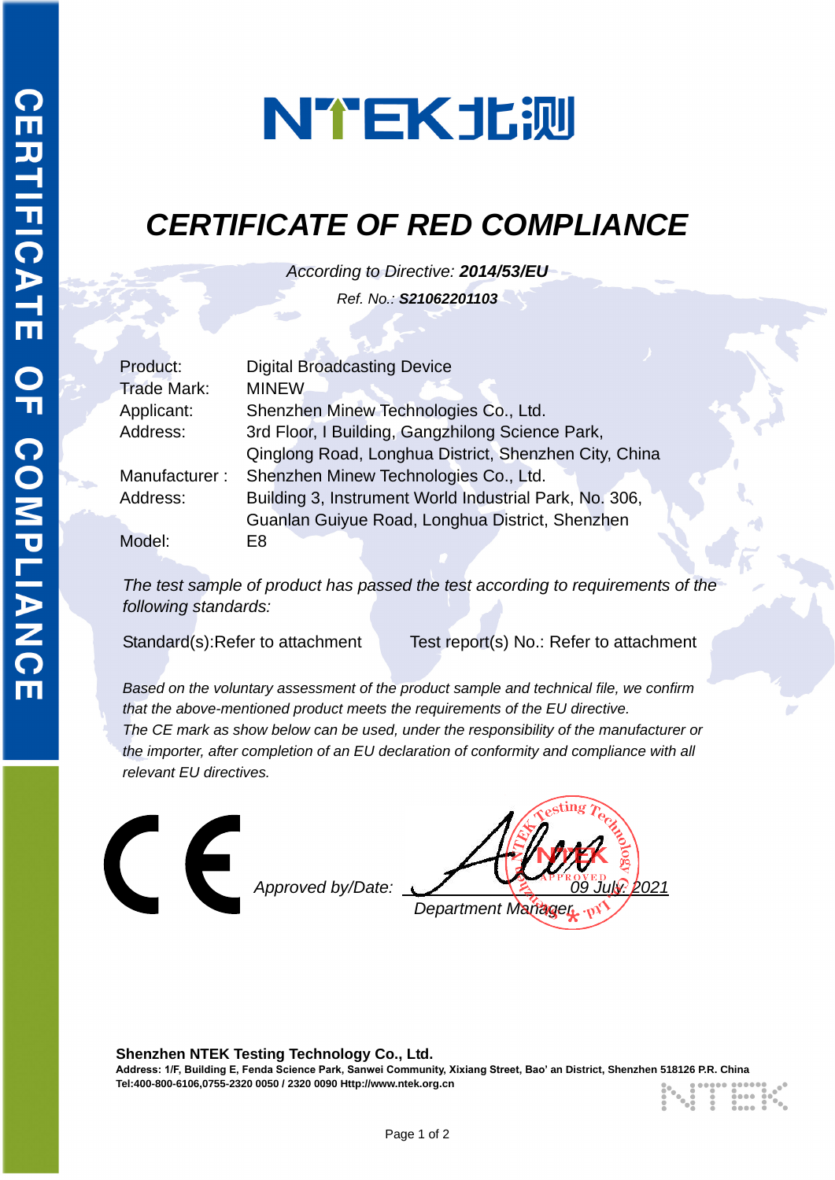NTEK北测

# CERTIFICATE OF RED COMPLIANCE

*According to Directive: **2014/53/EU***

*Ref. No.: **S21062201103***

| | |
|---|---|
| Product: | Digital Broadcasting Device |
| Trade Mark: | MINEW |
| Applicant: | Shenzhen Minew Technologies Co., Ltd. |
| Address: | 3rd Floor, I Building, Gangzhilong Science Park, Qinglong Road, Longhua District, Shenzhen City, China |
| Manufacturer : | Shenzhen Minew Technologies Co., Ltd. |
| Address: | Building 3, Instrument World Industrial Park, No. 306, Guanlan Guiyue Road, Longhua District, Shenzhen |
| Model: | E8 |

*The test sample of product has passed the test according to requirements of the following standards:*

Standard(s):Refer to attachment     Test report(s) No.: Refer to attachment

*Based on the voluntary assessment of the product sample and technical file, we confirm that the above-mentioned product meets the requirements of the EU directive.*
*The CE mark as show below can be used, under the responsibility of the manufacturer or the importer, after completion of an EU declaration of conformity and compliance with all relevant EU directives.*

CE

*Approved by/Date:* *09 July. 2021*

*Department Manager*

**Shenzhen NTEK Testing Technology Co., Ltd.**
**Address: 1/F, Building E, Fenda Science Park, Sanwei Community, Xixiang Street, Bao' an District, Shenzhen 518126 P.R. China**
**Tel:400-800-6106,0755-2320 0050 / 2320 0090 Http://www.ntek.org.cn**

CERTIFICATE OF COMPLIANCE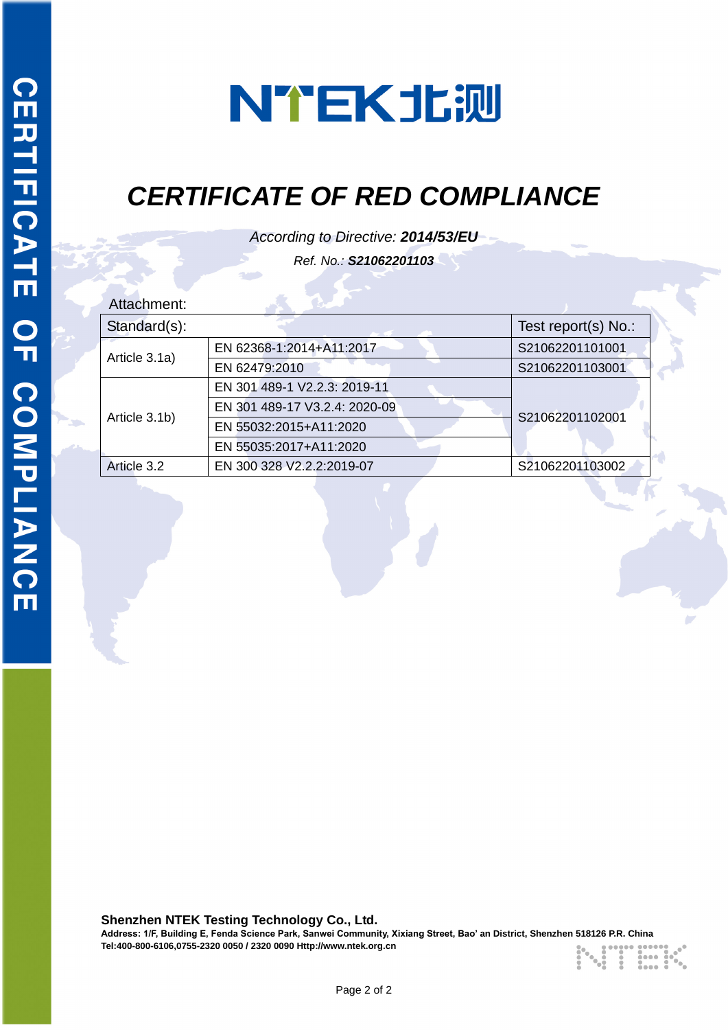NTEK北测

# CERTIFICATE OF RED COMPLIANCE

*According to Directive: **2014/53/EU***

*Ref. No.: **S21062201103***

Attachment:

| Standard(s): | | Test report(s) No.: |
| --- | --- | --- |
| Article 3.1a) | EN 62368-1:2014+A11:2017 | S21062201101001 |
| | EN 62479:2010 | S21062201103001 |
| Article 3.1b) | EN 301 489-1 V2.2.3: 2019-11 | S21062201102001 |
| | EN 301 489-17 V3.2.4: 2020-09 | |
| | EN 55032:2015+A11:2020 | |
| | EN 55035:2017+A11:2020 | |
| Article 3.2 | EN 300 328 V2.2.2:2019-07 | S21062201103002 |

**Shenzhen NTEK Testing Technology Co., Ltd.**

**Address: 1/F, Building E, Fenda Science Park, Sanwei Community, Xixiang Street, Bao' an District, Shenzhen 518126 P.R. China**

**Tel:400-800-6106,0755-2320 0050 / 2320 0090 Http://www.ntek.org.cn**

CERTIFICATE OF COMPLIANCE